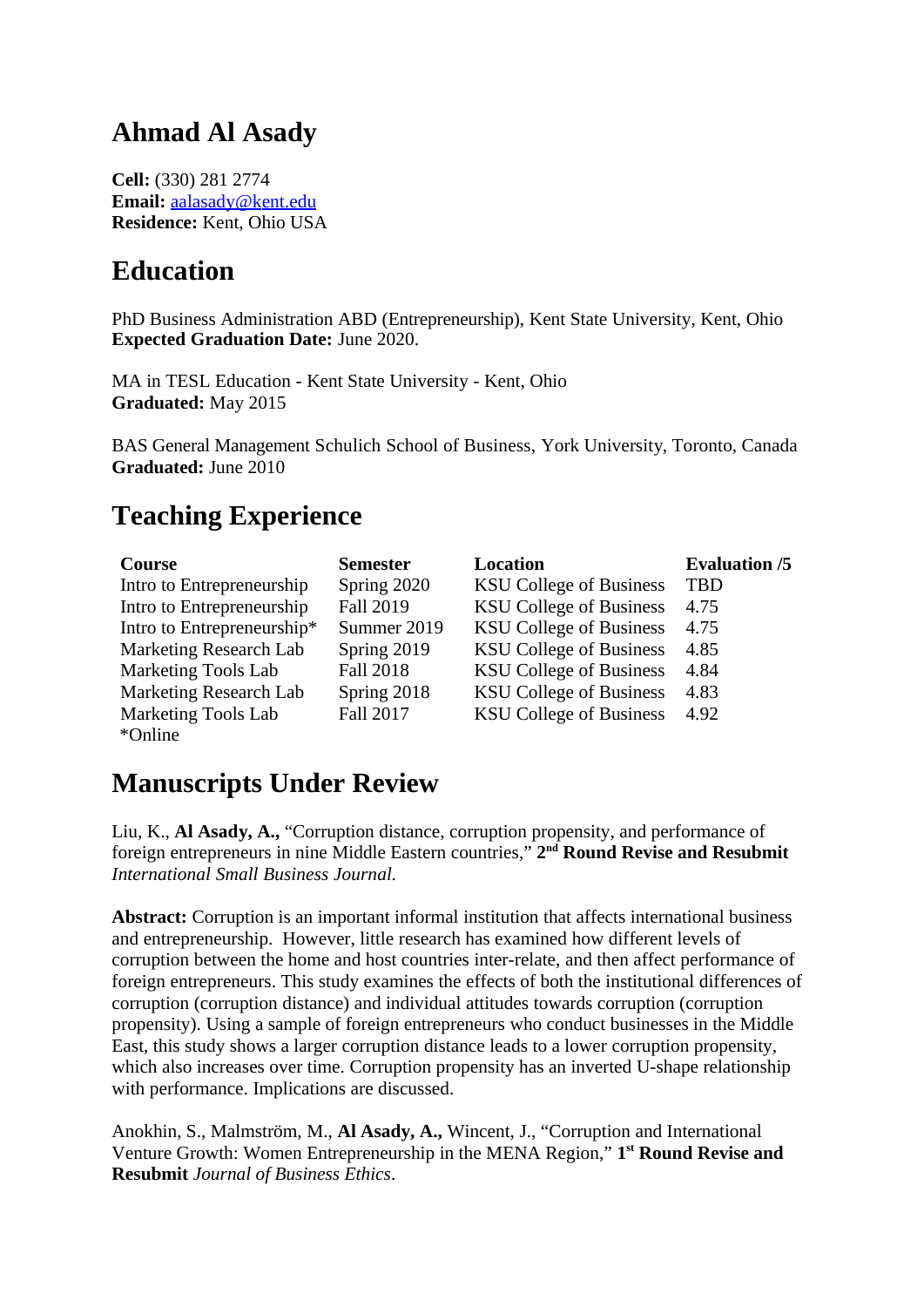# Ahmad Al Asady

**Cell:** (330) 281 2774
**Email:** aalasady@kent.edu
**Residence:** Kent, Ohio USA

# Education

PhD Business Administration ABD (Entrepreneurship), Kent State University, Kent, Ohio
**Expected Graduation Date:** June 2020.

MA in TESL Education - Kent State University - Kent, Ohio
**Graduated:** May 2015

BAS General Management Schulich School of Business, York University, Toronto, Canada
**Graduated:** June 2010

# Teaching Experience

| **Course** | **Semester** | **Location** | **Evaluation /5** |
|---|---|---|---|
| Intro to Entrepreneurship | Spring 2020 | KSU College of Business | TBD |
| Intro to Entrepreneurship | Fall 2019 | KSU College of Business | 4.75 |
| Intro to Entrepreneurship* | Summer 2019 | KSU College of Business | 4.75 |
| Marketing Research Lab | Spring 2019 | KSU College of Business | 4.85 |
| Marketing Tools Lab | Fall 2018 | KSU College of Business | 4.84 |
| Marketing Research Lab | Spring 2018 | KSU College of Business | 4.83 |
| Marketing Tools Lab | Fall 2017 | KSU College of Business | 4.92 |

*Online

# Manuscripts Under Review

Liu, K., **Al Asady, A.,** "Corruption distance, corruption propensity, and performance of foreign entrepreneurs in nine Middle Eastern countries," **2nd Round Revise and Resubmit** *International Small Business Journal.*

**Abstract:** Corruption is an important informal institution that affects international business and entrepreneurship. However, little research has examined how different levels of corruption between the home and host countries inter-relate, and then affect performance of foreign entrepreneurs. This study examines the effects of both the institutional differences of corruption (corruption distance) and individual attitudes towards corruption (corruption propensity). Using a sample of foreign entrepreneurs who conduct businesses in the Middle East, this study shows a larger corruption distance leads to a lower corruption propensity, which also increases over time. Corruption propensity has an inverted U-shape relationship with performance. Implications are discussed.

Anokhin, S., Malmström, M., **Al Asady, A.,** Wincent, J., "Corruption and International Venture Growth: Women Entrepreneurship in the MENA Region," **1st Round Revise and Resubmit** *Journal of Business Ethics*.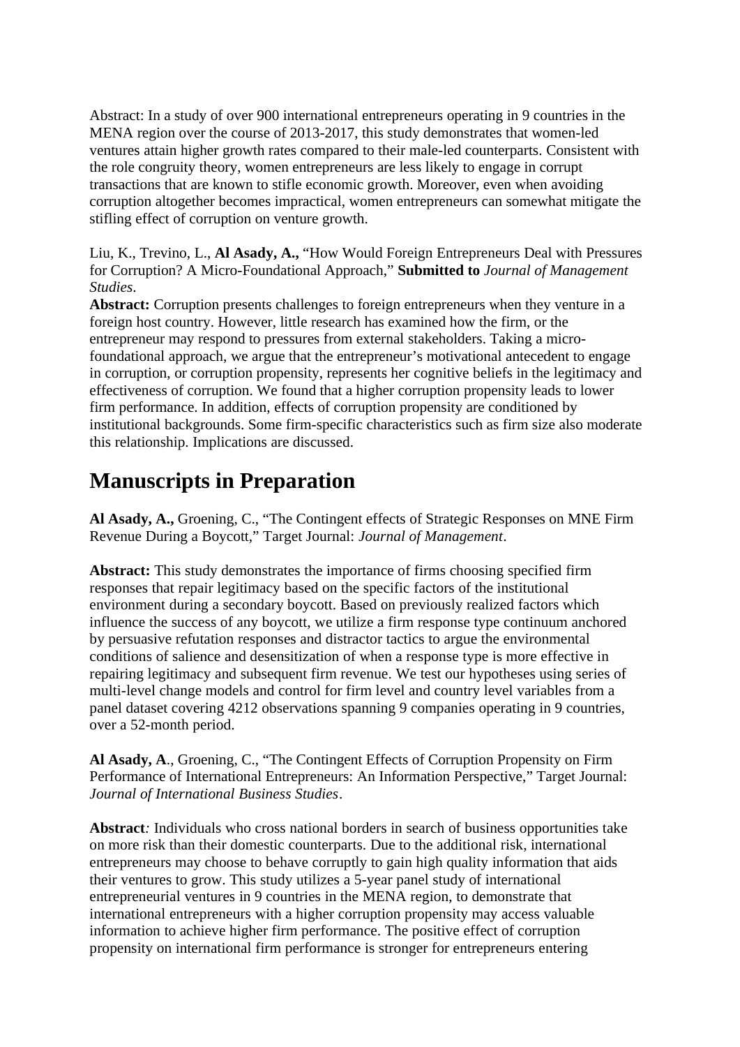Abstract: In a study of over 900 international entrepreneurs operating in 9 countries in the MENA region over the course of 2013-2017, this study demonstrates that women-led ventures attain higher growth rates compared to their male-led counterparts. Consistent with the role congruity theory, women entrepreneurs are less likely to engage in corrupt transactions that are known to stifle economic growth. Moreover, even when avoiding corruption altogether becomes impractical, women entrepreneurs can somewhat mitigate the stifling effect of corruption on venture growth.

Liu, K., Trevino, L., **Al Asady, A.,** "How Would Foreign Entrepreneurs Deal with Pressures for Corruption? A Micro-Foundational Approach," **Submitted to** *Journal of Management Studies*.

**Abstract:** Corruption presents challenges to foreign entrepreneurs when they venture in a foreign host country. However, little research has examined how the firm, or the entrepreneur may respond to pressures from external stakeholders. Taking a micro-foundational approach, we argue that the entrepreneur's motivational antecedent to engage in corruption, or corruption propensity, represents her cognitive beliefs in the legitimacy and effectiveness of corruption. We found that a higher corruption propensity leads to lower firm performance. In addition, effects of corruption propensity are conditioned by institutional backgrounds. Some firm-specific characteristics such as firm size also moderate this relationship. Implications are discussed.

# Manuscripts in Preparation

**Al Asady, A.,** Groening, C., "The Contingent effects of Strategic Responses on MNE Firm Revenue During a Boycott," Target Journal: *Journal of Management*.

**Abstract:** This study demonstrates the importance of firms choosing specified firm responses that repair legitimacy based on the specific factors of the institutional environment during a secondary boycott. Based on previously realized factors which influence the success of any boycott, we utilize a firm response type continuum anchored by persuasive refutation responses and distractor tactics to argue the environmental conditions of salience and desensitization of when a response type is more effective in repairing legitimacy and subsequent firm revenue. We test our hypotheses using series of multi-level change models and control for firm level and country level variables from a panel dataset covering 4212 observations spanning 9 companies operating in 9 countries, over a 52-month period.

**Al Asady, A**., Groening, C., "The Contingent Effects of Corruption Propensity on Firm Performance of International Entrepreneurs: An Information Perspective," Target Journal: *Journal of International Business Studies*.

**Abstract***:* Individuals who cross national borders in search of business opportunities take on more risk than their domestic counterparts. Due to the additional risk, international entrepreneurs may choose to behave corruptly to gain high quality information that aids their ventures to grow. This study utilizes a 5-year panel study of international entrepreneurial ventures in 9 countries in the MENA region, to demonstrate that international entrepreneurs with a higher corruption propensity may access valuable information to achieve higher firm performance. The positive effect of corruption propensity on international firm performance is stronger for entrepreneurs entering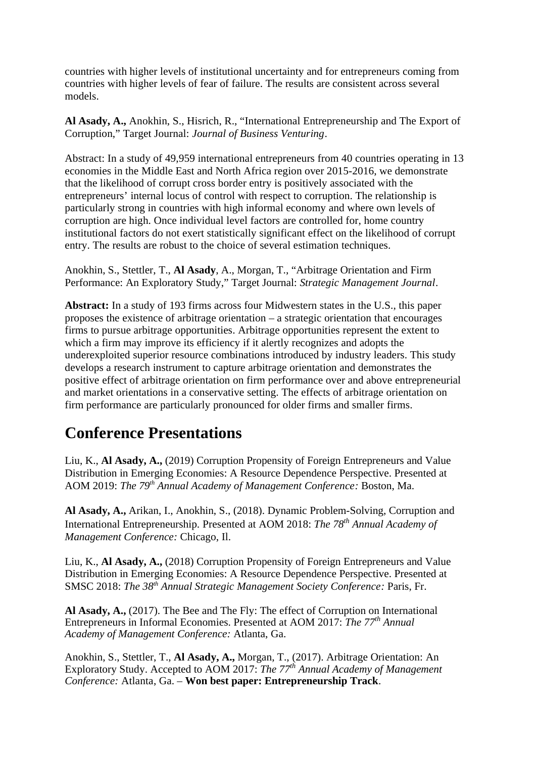countries with higher levels of institutional uncertainty and for entrepreneurs coming from countries with higher levels of fear of failure. The results are consistent across several models.

**Al Asady, A.,** Anokhin, S., Hisrich, R., "International Entrepreneurship and The Export of Corruption," Target Journal: *Journal of Business Venturing*.

Abstract: In a study of 49,959 international entrepreneurs from 40 countries operating in 13 economies in the Middle East and North Africa region over 2015-2016, we demonstrate that the likelihood of corrupt cross border entry is positively associated with the entrepreneurs' internal locus of control with respect to corruption. The relationship is particularly strong in countries with high informal economy and where own levels of corruption are high. Once individual level factors are controlled for, home country institutional factors do not exert statistically significant effect on the likelihood of corrupt entry. The results are robust to the choice of several estimation techniques.

Anokhin, S., Stettler, T., **Al Asady**, A., Morgan, T., "Arbitrage Orientation and Firm Performance: An Exploratory Study," Target Journal: *Strategic Management Journal*.

**Abstract:** In a study of 193 firms across four Midwestern states in the U.S., this paper proposes the existence of arbitrage orientation – a strategic orientation that encourages firms to pursue arbitrage opportunities. Arbitrage opportunities represent the extent to which a firm may improve its efficiency if it alertly recognizes and adopts the underexploited superior resource combinations introduced by industry leaders. This study develops a research instrument to capture arbitrage orientation and demonstrates the positive effect of arbitrage orientation on firm performance over and above entrepreneurial and market orientations in a conservative setting. The effects of arbitrage orientation on firm performance are particularly pronounced for older firms and smaller firms.

# Conference Presentations

Liu, K., **Al Asady, A.,** (2019) Corruption Propensity of Foreign Entrepreneurs and Value Distribution in Emerging Economies: A Resource Dependence Perspective. Presented at AOM 2019: *The 79th Annual Academy of Management Conference:* Boston, Ma.

**Al Asady, A.,** Arikan, I., Anokhin, S., (2018). Dynamic Problem-Solving, Corruption and International Entrepreneurship. Presented at AOM 2018: *The 78th Annual Academy of Management Conference:* Chicago, Il.

Liu, K., **Al Asady, A.,** (2018) Corruption Propensity of Foreign Entrepreneurs and Value Distribution in Emerging Economies: A Resource Dependence Perspective. Presented at SMSC 2018: *The 38th Annual Strategic Management Society Conference:* Paris, Fr.

**Al Asady, A.,** (2017). The Bee and The Fly: The effect of Corruption on International Entrepreneurs in Informal Economies. Presented at AOM 2017: *The 77th Annual Academy of Management Conference:* Atlanta, Ga.

Anokhin, S., Stettler, T., **Al Asady, A.,** Morgan, T., (2017). Arbitrage Orientation: An Exploratory Study. Accepted to AOM 2017: *The 77th Annual Academy of Management Conference:* Atlanta, Ga. – **Won best paper: Entrepreneurship Track**.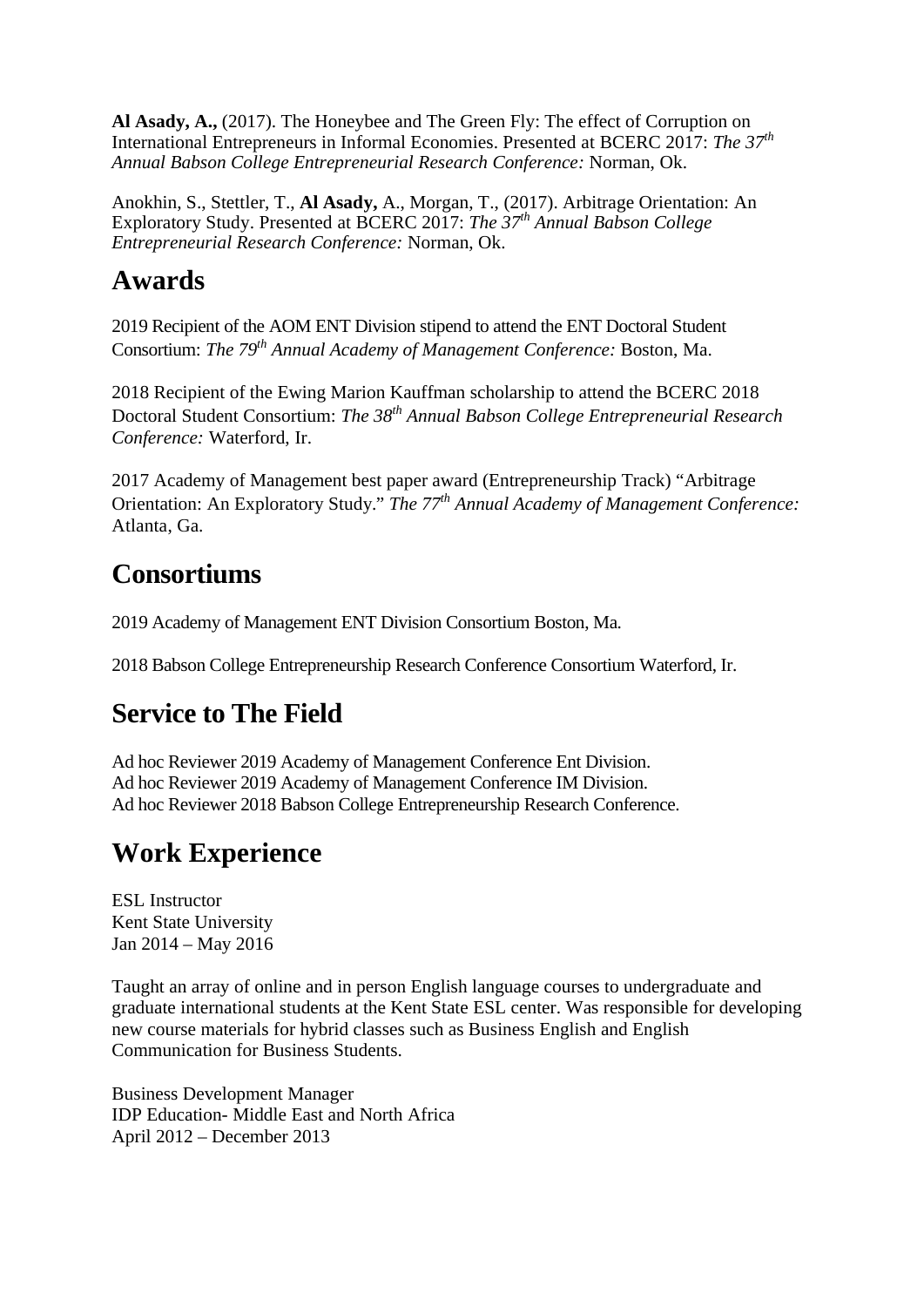**Al Asady, A.,** (2017). The Honeybee and The Green Fly: The effect of Corruption on International Entrepreneurs in Informal Economies. Presented at BCERC 2017: *The 37th Annual Babson College Entrepreneurial Research Conference:* Norman, Ok.

Anokhin, S., Stettler, T., **Al Asady,** A., Morgan, T., (2017). Arbitrage Orientation: An Exploratory Study. Presented at BCERC 2017: *The 37th Annual Babson College Entrepreneurial Research Conference:* Norman, Ok.

# Awards

2019 Recipient of the AOM ENT Division stipend to attend the ENT Doctoral Student Consortium: *The 79th Annual Academy of Management Conference:* Boston, Ma.

2018 Recipient of the Ewing Marion Kauffman scholarship to attend the BCERC 2018 Doctoral Student Consortium: *The 38th Annual Babson College Entrepreneurial Research Conference:* Waterford, Ir.

2017 Academy of Management best paper award (Entrepreneurship Track) "Arbitrage Orientation: An Exploratory Study." *The 77th Annual Academy of Management Conference:* Atlanta, Ga.

# Consortiums

2019 Academy of Management ENT Division Consortium Boston, Ma.

2018 Babson College Entrepreneurship Research Conference Consortium Waterford, Ir.

# Service to The Field

Ad hoc Reviewer 2019 Academy of Management Conference Ent Division.
Ad hoc Reviewer 2019 Academy of Management Conference IM Division.
Ad hoc Reviewer 2018 Babson College Entrepreneurship Research Conference.

# Work Experience

ESL Instructor
Kent State University
Jan 2014 – May 2016

Taught an array of online and in person English language courses to undergraduate and graduate international students at the Kent State ESL center. Was responsible for developing new course materials for hybrid classes such as Business English and English Communication for Business Students.

Business Development Manager
IDP Education- Middle East and North Africa
April 2012 – December 2013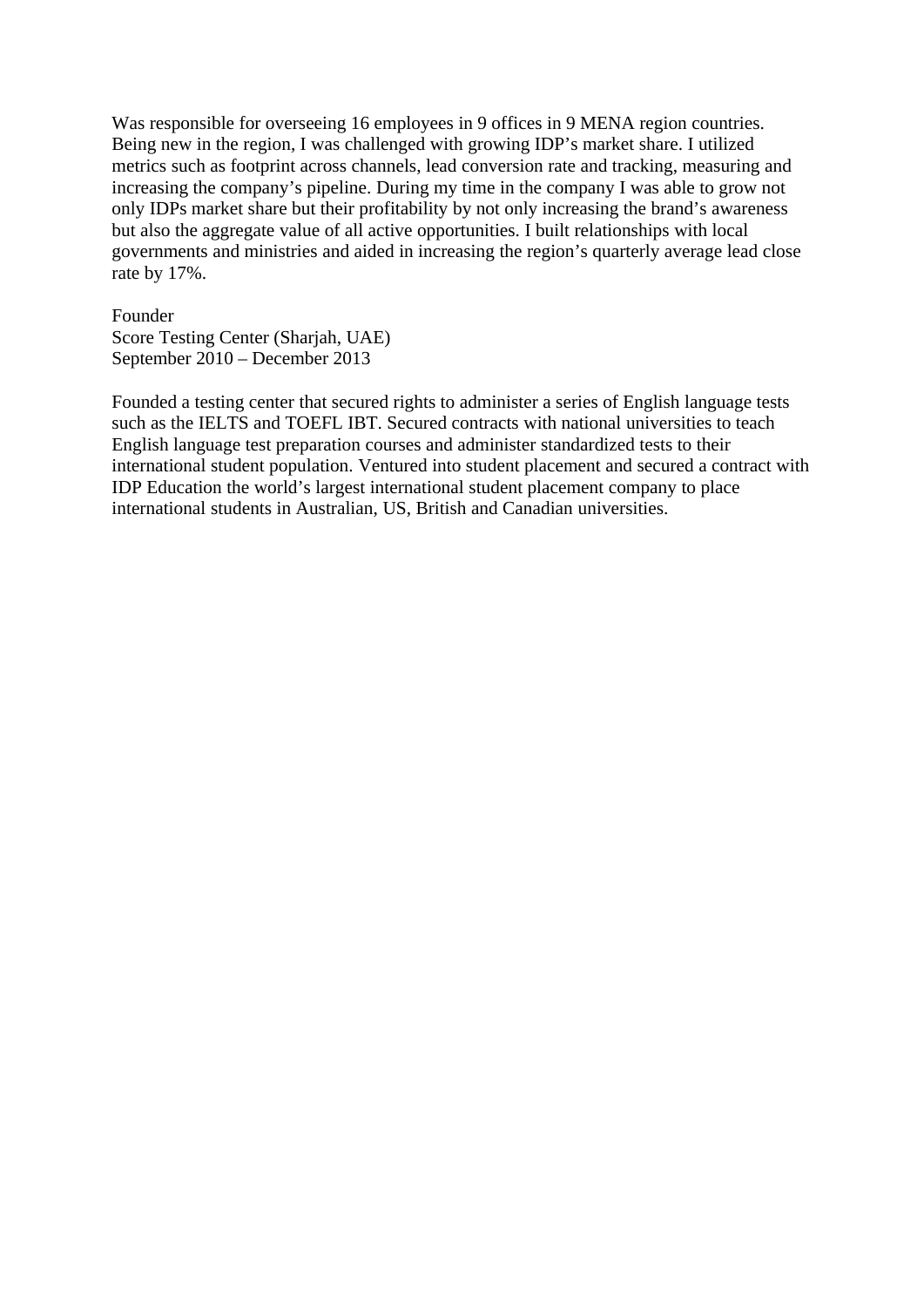Was responsible for overseeing 16 employees in 9 offices in 9 MENA region countries. Being new in the region, I was challenged with growing IDP's market share. I utilized metrics such as footprint across channels, lead conversion rate and tracking, measuring and increasing the company's pipeline. During my time in the company I was able to grow not only IDPs market share but their profitability by not only increasing the brand's awareness but also the aggregate value of all active opportunities. I built relationships with local governments and ministries and aided in increasing the region's quarterly average lead close rate by 17%.

Founder
Score Testing Center (Sharjah, UAE)
September 2010 – December 2013

Founded a testing center that secured rights to administer a series of English language tests such as the IELTS and TOEFL IBT. Secured contracts with national universities to teach English language test preparation courses and administer standardized tests to their international student population. Ventured into student placement and secured a contract with IDP Education the world's largest international student placement company to place international students in Australian, US, British and Canadian universities.